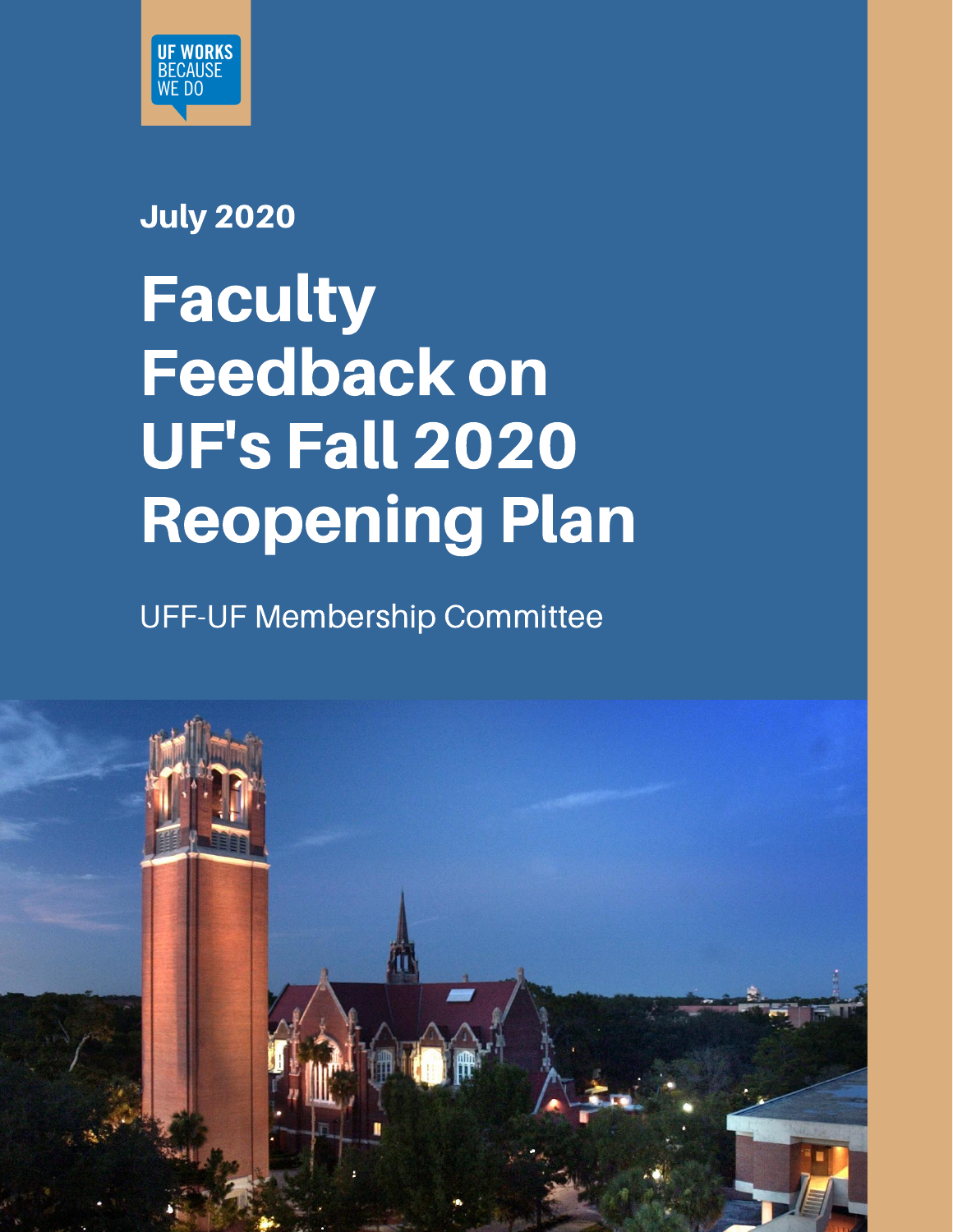UF WORKS BECAUSE WE DO

July 2020

# Faculty Feedback on UF's Fall 2020 Reopening Plan

UFF-UF Membership Committee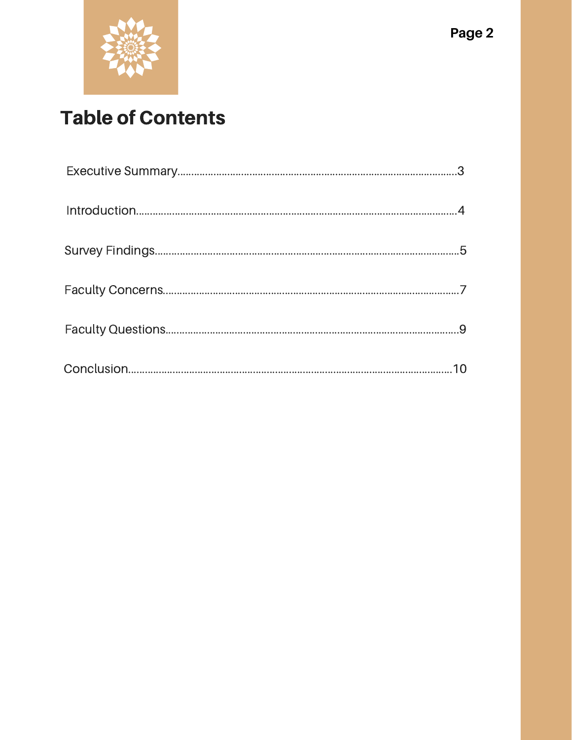# Table of Contents

Executive Summary....................................................................................................3

Introduction...............................................................................................................4

Survey Findings.........................................................................................................5

Faculty Concerns......................................................................................................7

Faculty Questions.....................................................................................................9

Conclusion...............................................................................................................10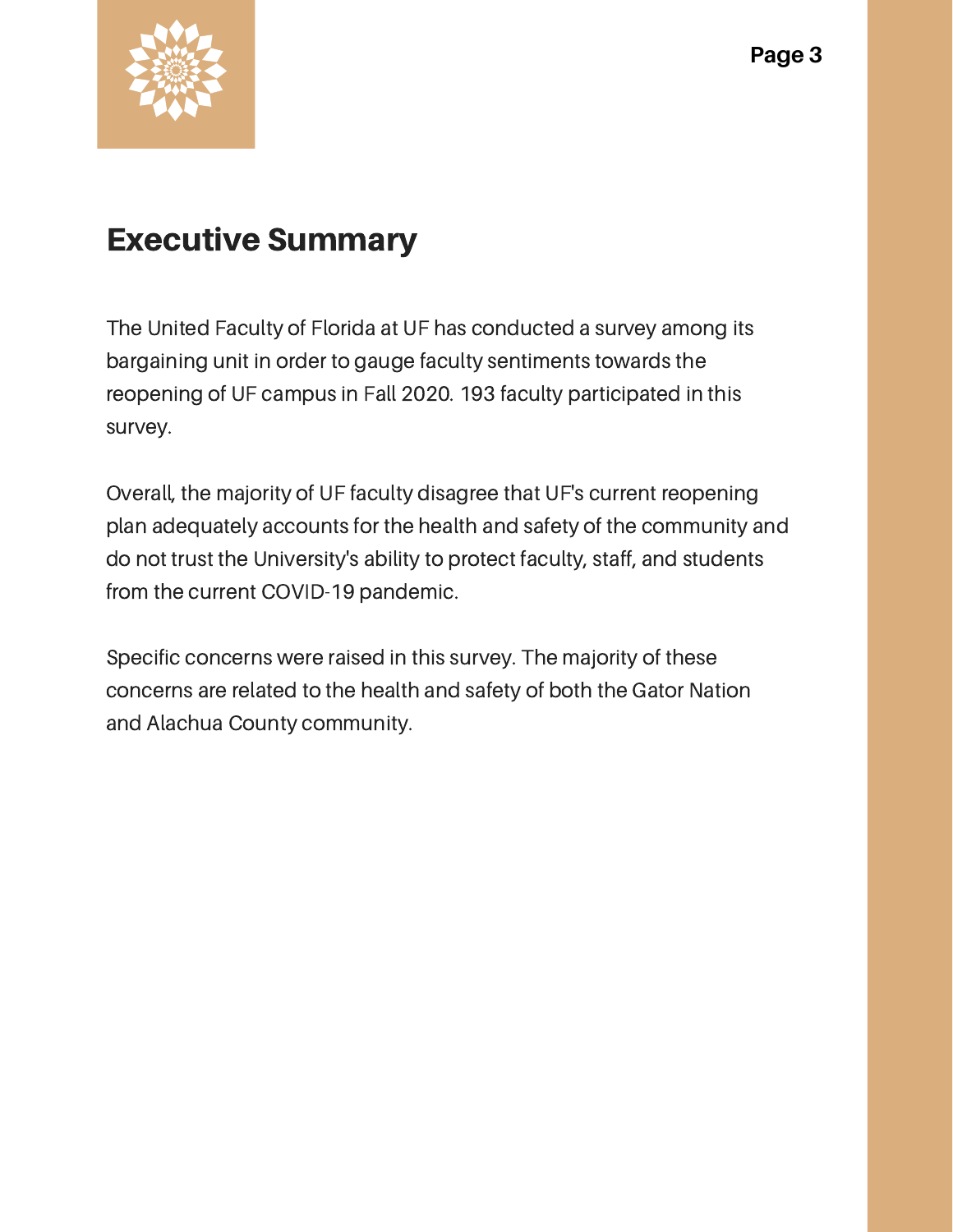# Executive Summary

The United Faculty of Florida at UF has conducted a survey among its bargaining unit in order to gauge faculty sentiments towards the reopening of UF campus in Fall 2020. 193 faculty participated in this survey.

Overall, the majority of UF faculty disagree that UF's current reopening plan adequately accounts for the health and safety of the community and do not trust the University's ability to protect faculty, staff, and students from the current COVID-19 pandemic.

Specific concerns were raised in this survey. The majority of these concerns are related to the health and safety of both the Gator Nation and Alachua County community.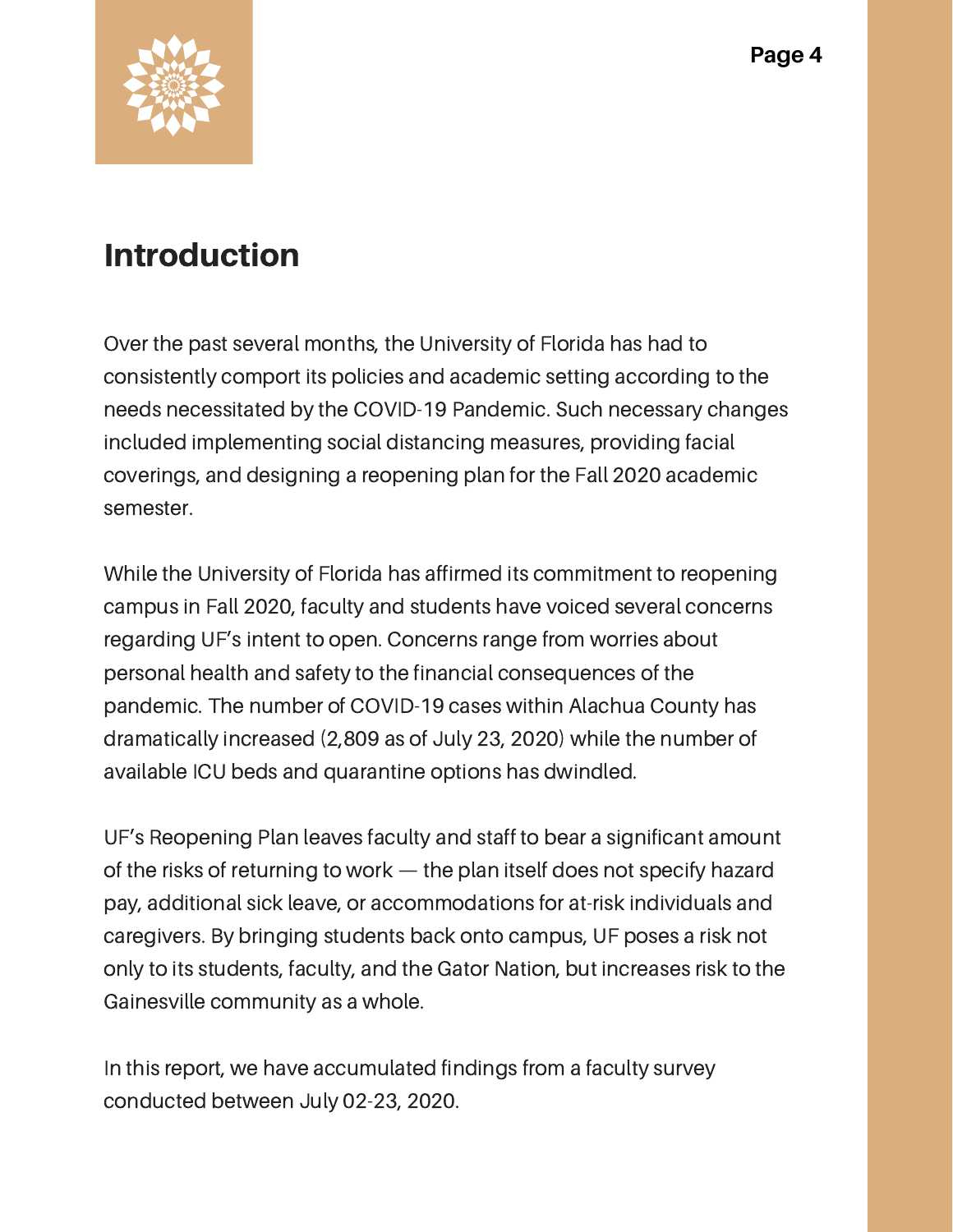## Introduction

Over the past several months, the University of Florida has had to consistently comport its policies and academic setting according to the needs necessitated by the COVID-19 Pandemic. Such necessary changes included implementing social distancing measures, providing facial coverings, and designing a reopening plan for the Fall 2020 academic semester.

While the University of Florida has affirmed its commitment to reopening campus in Fall 2020, faculty and students have voiced several concerns regarding UF's intent to open. Concerns range from worries about personal health and safety to the financial consequences of the pandemic. The number of COVID-19 cases within Alachua County has dramatically increased (2,809 as of July 23, 2020) while the number of available ICU beds and quarantine options has dwindled.

UF's Reopening Plan leaves faculty and staff to bear a significant amount of the risks of returning to work — the plan itself does not specify hazard pay, additional sick leave, or accommodations for at-risk individuals and caregivers. By bringing students back onto campus, UF poses a risk not only to its students, faculty, and the Gator Nation, but increases risk to the Gainesville community as a whole.

In this report, we have accumulated findings from a faculty survey conducted between July 02-23, 2020.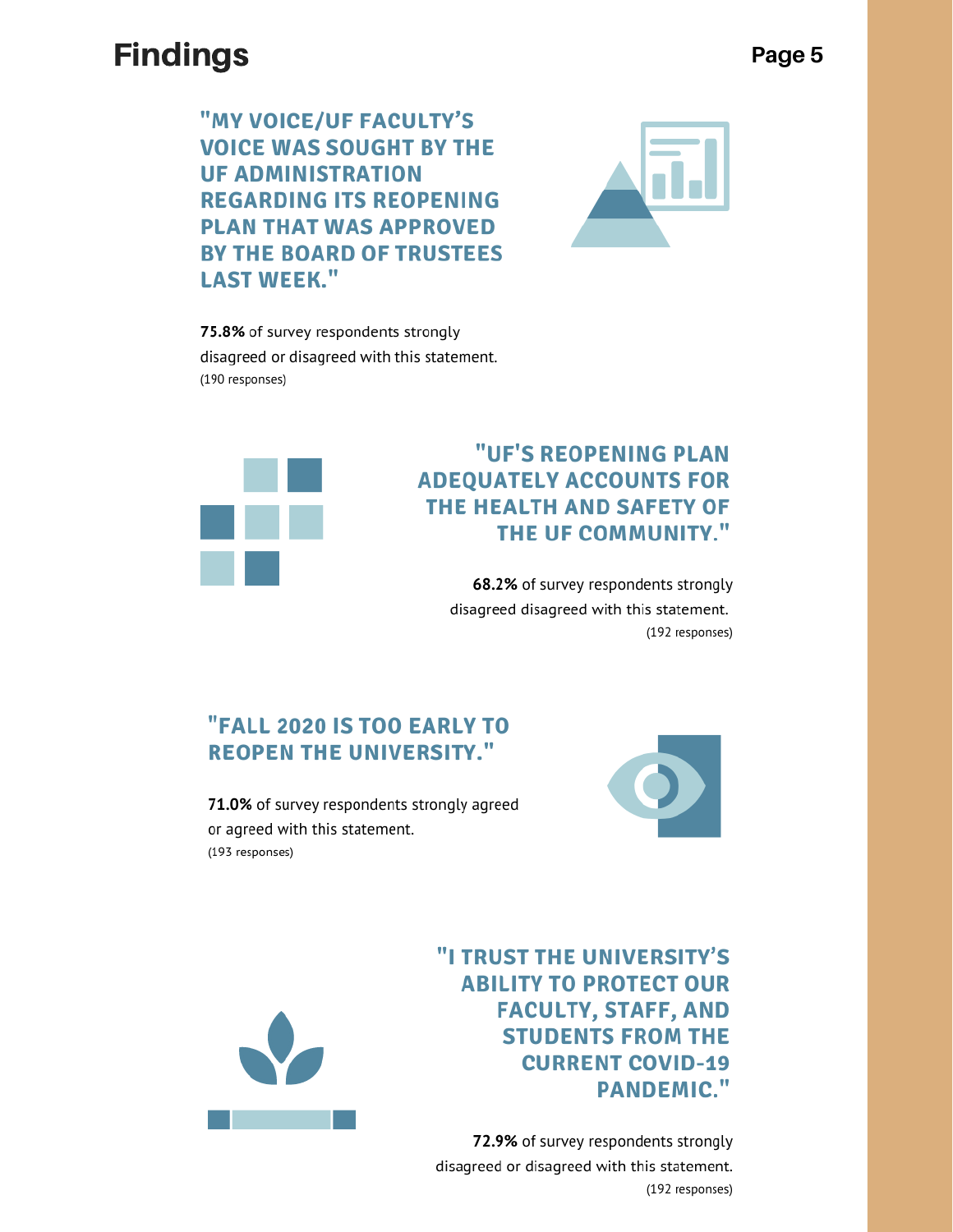# Findings

### "MY VOICE/UF FACULTY'S VOICE WAS SOUGHT BY THE UF ADMINISTRATION REGARDING ITS REOPENING PLAN THAT WAS APPROVED BY THE BOARD OF TRUSTEES LAST WEEK."

**75.8%** of survey respondents strongly disagreed or disagreed with this statement.
(190 responses)

### "UF'S REOPENING PLAN ADEQUATELY ACCOUNTS FOR THE HEALTH AND SAFETY OF THE UF COMMUNITY."

**68.2%** of survey respondents strongly disagreed disagreed with this statement.
(192 responses)

### "FALL 2020 IS TOO EARLY TO REOPEN THE UNIVERSITY."

**71.0%** of survey respondents strongly agreed or agreed with this statement.
(193 responses)

### "I TRUST THE UNIVERSITY'S ABILITY TO PROTECT OUR FACULTY, STAFF, AND STUDENTS FROM THE CURRENT COVID-19 PANDEMIC."

**72.9%** of survey respondents strongly disagreed or disagreed with this statement.
(192 responses)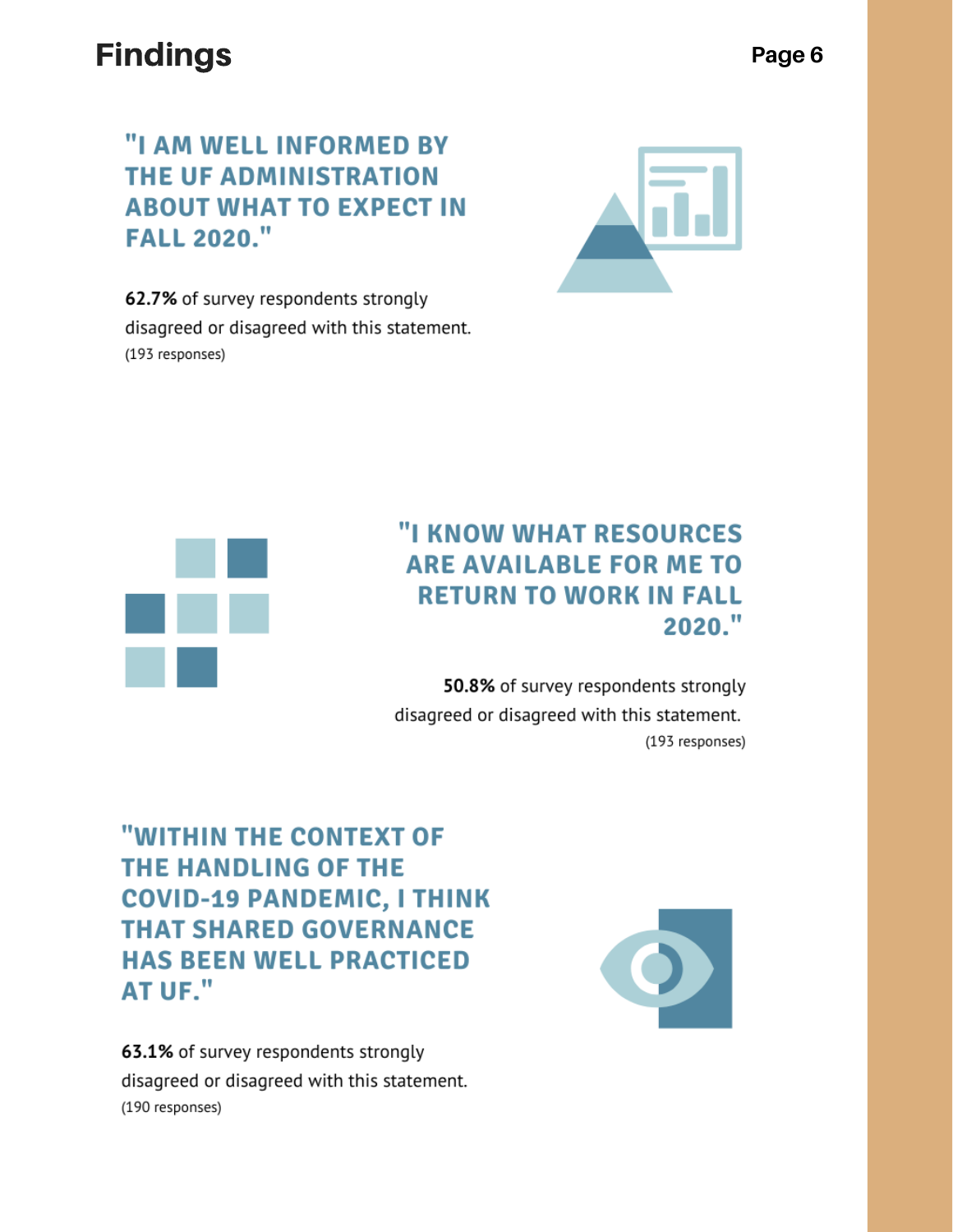## Findings

### "I AM WELL INFORMED BY THE UF ADMINISTRATION ABOUT WHAT TO EXPECT IN FALL 2020."

**62.7%** of survey respondents strongly disagreed or disagreed with this statement.
(193 responses)

### "I KNOW WHAT RESOURCES ARE AVAILABLE FOR ME TO RETURN TO WORK IN FALL 2020."

**50.8%** of survey respondents strongly disagreed or disagreed with this statement.
(193 responses)

### "WITHIN THE CONTEXT OF THE HANDLING OF THE COVID-19 PANDEMIC, I THINK THAT SHARED GOVERNANCE HAS BEEN WELL PRACTICED AT UF."

**63.1%** of survey respondents strongly disagreed or disagreed with this statement.
(190 responses)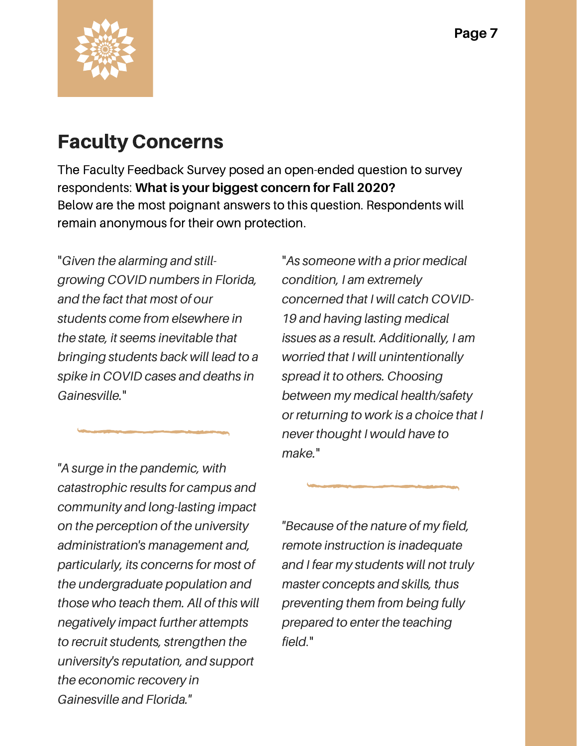# Faculty Concerns

The Faculty Feedback Survey posed an open-ended question to survey respondents: **What is your biggest concern for Fall 2020?** Below are the most poignant answers to this question. Respondents will remain anonymous for their own protection.

"*Given the alarming and still-growing COVID numbers in Florida, and the fact that most of our students come from elsewhere in the state, it seems inevitable that bringing students back will lead to a spike in COVID cases and deaths in Gainesville.*"

*"A surge in the pandemic, with catastrophic results for campus and community and long-lasting impact on the perception of the university administration's management and, particularly, its concerns for most of the undergraduate population and those who teach them. All of this will negatively impact further attempts to recruit students, strengthen the university's reputation, and support the economic recovery in Gainesville and Florida."*

"*As someone with a prior medical condition, I am extremely concerned that I will catch COVID-19 and having lasting medical issues as a result. Additionally, I am worried that I will unintentionally spread it to others. Choosing between my medical health/safety or returning to work is a choice that I never thought I would have to make.*"

*"Because of the nature of my field, remote instruction is inadequate and I fear my students will not truly master concepts and skills, thus preventing them from being fully prepared to enter the teaching field.*"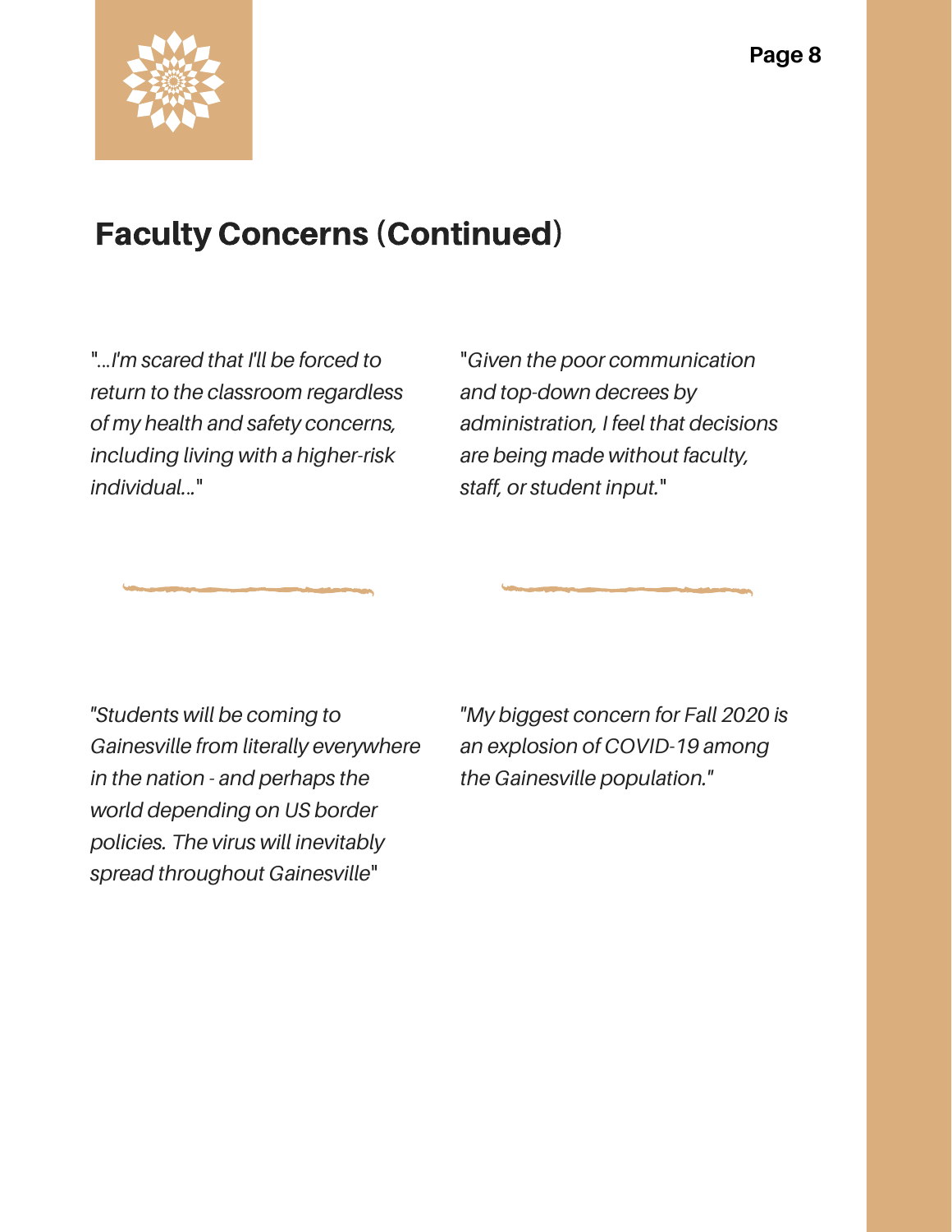# Faculty Concerns (Continued)

*"...I'm scared that I'll be forced to return to the classroom regardless of my health and safety concerns, including living with a higher-risk individual..."*

*"Given the poor communication and top-down decrees by administration, I feel that decisions are being made without faculty, staff, or student input."*

*"Students will be coming to Gainesville from literally everywhere in the nation - and perhaps the world depending on US border policies. The virus will inevitably spread throughout Gainesville"*

*"My biggest concern for Fall 2020 is an explosion of COVID-19 among the Gainesville population."*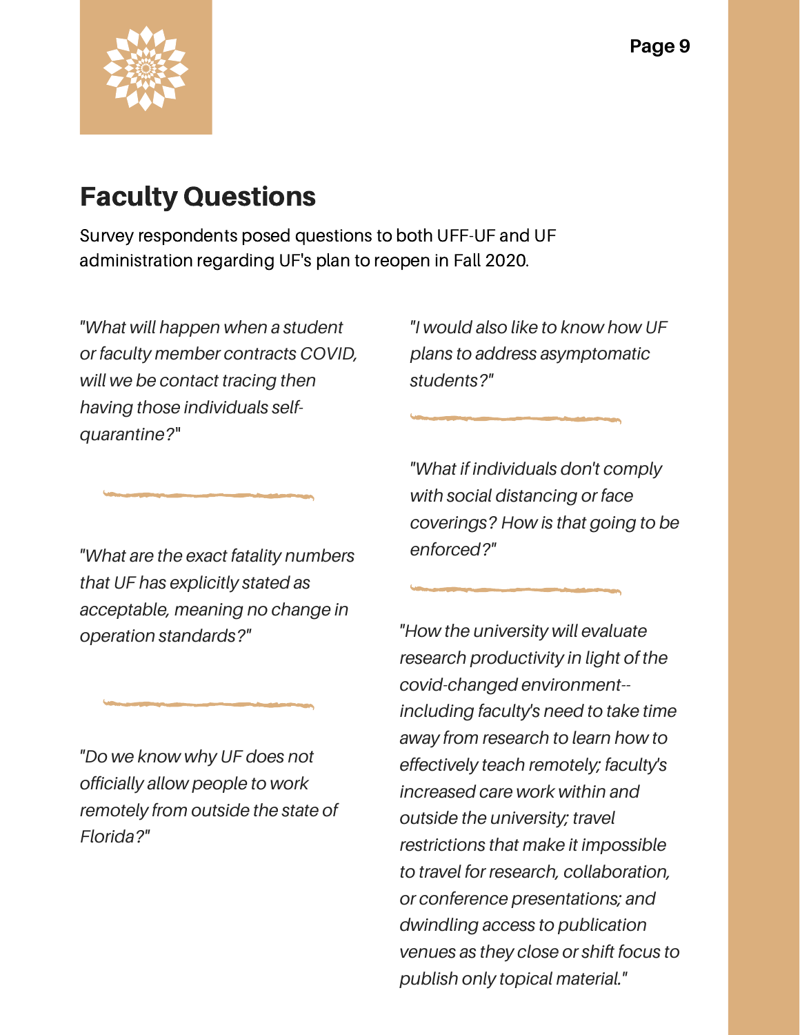## Faculty Questions

Survey respondents posed questions to both UFF-UF and UF administration regarding UF's plan to reopen in Fall 2020.

*"What will happen when a student or faculty member contracts COVID, will we be contact tracing then having those individuals self-quarantine?"*

*"What are the exact fatality numbers that UF has explicitly stated as acceptable, meaning no change in operation standards?"*

*"Do we know why UF does not officially allow people to work remotely from outside the state of Florida?"*

*"I would also like to know how UF plans to address asymptomatic students?"*

*"What if individuals don't comply with social distancing or face coverings? How is that going to be enforced?"*

*"How the university will evaluate research productivity in light of the covid-changed environment--including faculty's need to take time away from research to learn how to effectively teach remotely; faculty's increased care work within and outside the university; travel restrictions that make it impossible to travel for research, collaboration, or conference presentations; and dwindling access to publication venues as they close or shift focus to publish only topical material."*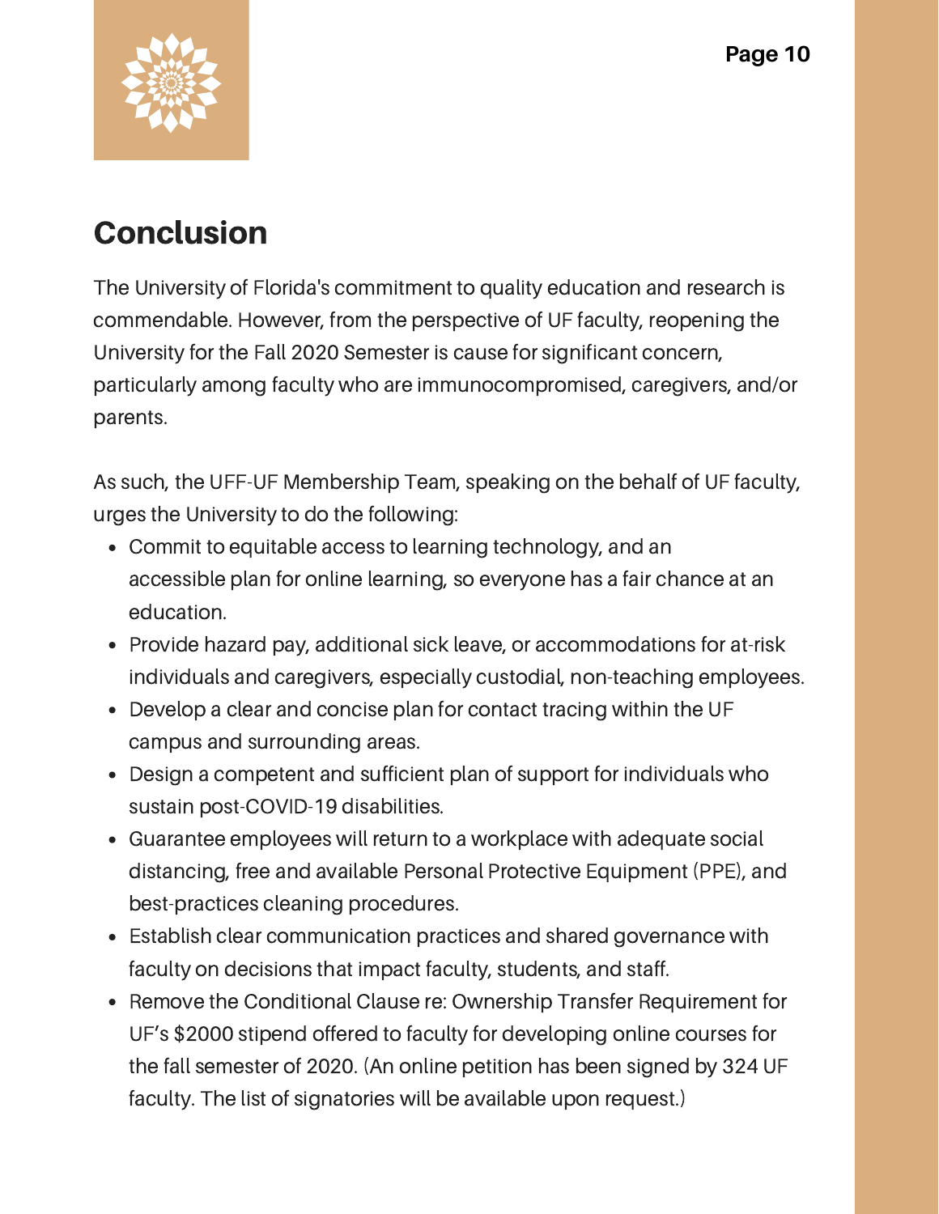## Conclusion

The University of Florida's commitment to quality education and research is commendable. However, from the perspective of UF faculty, reopening the University for the Fall 2020 Semester is cause for significant concern, particularly among faculty who are immunocompromised, caregivers, and/or parents.

As such, the UFF-UF Membership Team, speaking on the behalf of UF faculty, urges the University to do the following:

- Commit to equitable access to learning technology, and an accessible plan for online learning, so everyone has a fair chance at an education.
- Provide hazard pay, additional sick leave, or accommodations for at-risk individuals and caregivers, especially custodial, non-teaching employees.
- Develop a clear and concise plan for contact tracing within the UF campus and surrounding areas.
- Design a competent and sufficient plan of support for individuals who sustain post-COVID-19 disabilities.
- Guarantee employees will return to a workplace with adequate social distancing, free and available Personal Protective Equipment (PPE), and best-practices cleaning procedures.
- Establish clear communication practices and shared governance with faculty on decisions that impact faculty, students, and staff.
- Remove the Conditional Clause re: Ownership Transfer Requirement for UF's $2000 stipend offered to faculty for developing online courses for the fall semester of 2020. (An online petition has been signed by 324 UF faculty. The list of signatories will be available upon request.)